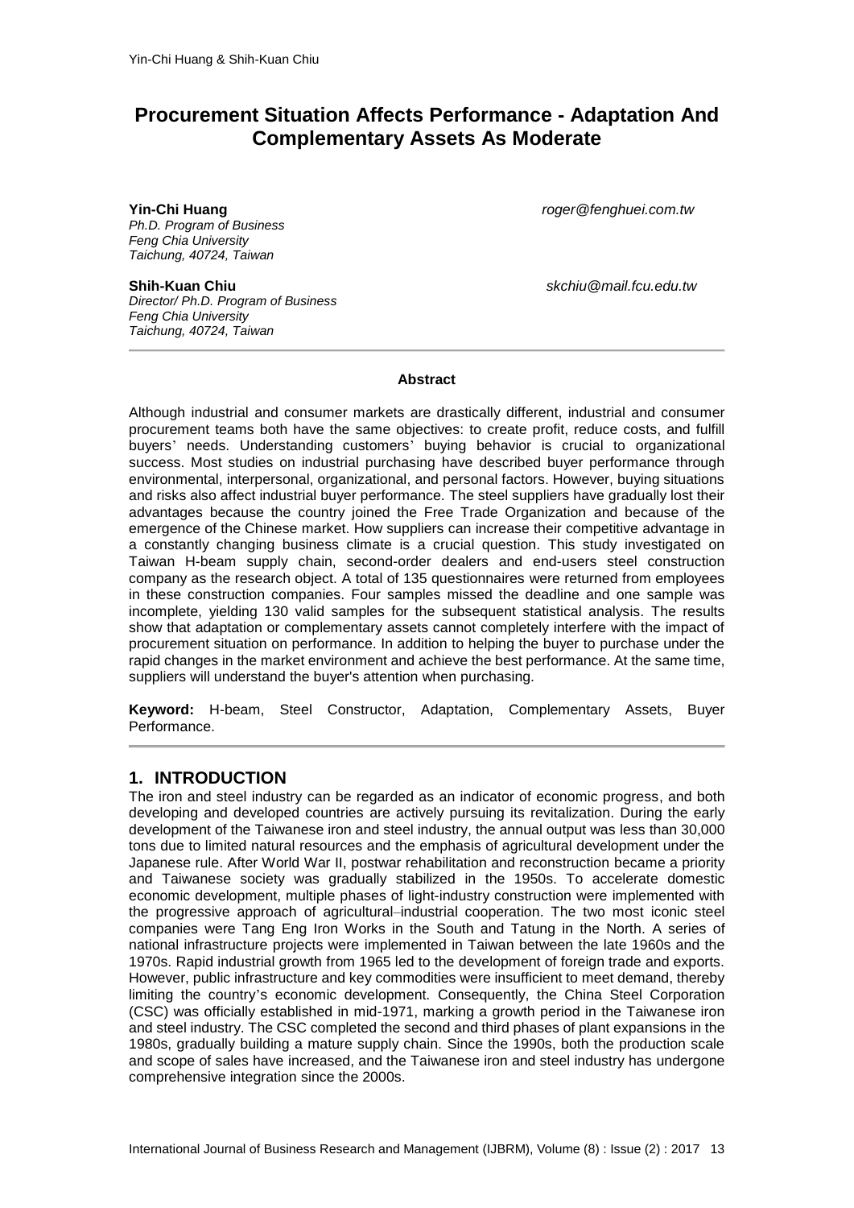# Procurement Situation Affects Performance - Adaptation And Complementary Assets As Moderate

**Yin-Chi Huang** roger@fenghuei.com.tw
*Ph.D. Program of Business*
*Feng Chia University*
*Taichung, 40724, Taiwan*

**Shih-Kuan Chiu** skchiu@mail.fcu.edu.tw
*Director/ Ph.D. Program of Business*
*Feng Chia University*
*Taichung, 40724, Taiwan*

---

**Abstract**

Although industrial and consumer markets are drastically different, industrial and consumer procurement teams both have the same objectives: to create profit, reduce costs, and fulfill buyers' needs. Understanding customers' buying behavior is crucial to organizational success. Most studies on industrial purchasing have described buyer performance through environmental, interpersonal, organizational, and personal factors. However, buying situations and risks also affect industrial buyer performance. The steel suppliers have gradually lost their advantages because the country joined the Free Trade Organization and because of the emergence of the Chinese market. How suppliers can increase their competitive advantage in a constantly changing business climate is a crucial question. This study investigated on Taiwan H-beam supply chain, second-order dealers and end-users steel construction company as the research object. A total of 135 questionnaires were returned from employees in these construction companies. Four samples missed the deadline and one sample was incomplete, yielding 130 valid samples for the subsequent statistical analysis. The results show that adaptation or complementary assets cannot completely interfere with the impact of procurement situation on performance. In addition to helping the buyer to purchase under the rapid changes in the market environment and achieve the best performance. At the same time, suppliers will understand the buyer's attention when purchasing.

**Keyword:** H-beam, Steel Constructor, Adaptation, Complementary Assets, Buyer Performance.

---

## 1. INTRODUCTION

The iron and steel industry can be regarded as an indicator of economic progress, and both developing and developed countries are actively pursuing its revitalization. During the early development of the Taiwanese iron and steel industry, the annual output was less than 30,000 tons due to limited natural resources and the emphasis of agricultural development under the Japanese rule. After World War II, postwar rehabilitation and reconstruction became a priority and Taiwanese society was gradually stabilized in the 1950s. To accelerate domestic economic development, multiple phases of light-industry construction were implemented with the progressive approach of agricultural–industrial cooperation. The two most iconic steel companies were Tang Eng Iron Works in the South and Tatung in the North. A series of national infrastructure projects were implemented in Taiwan between the late 1960s and the 1970s. Rapid industrial growth from 1965 led to the development of foreign trade and exports. However, public infrastructure and key commodities were insufficient to meet demand, thereby limiting the country's economic development. Consequently, the China Steel Corporation (CSC) was officially established in mid-1971, marking a growth period in the Taiwanese iron and steel industry. The CSC completed the second and third phases of plant expansions in the 1980s, gradually building a mature supply chain. Since the 1990s, both the production scale and scope of sales have increased, and the Taiwanese iron and steel industry has undergone comprehensive integration since the 2000s.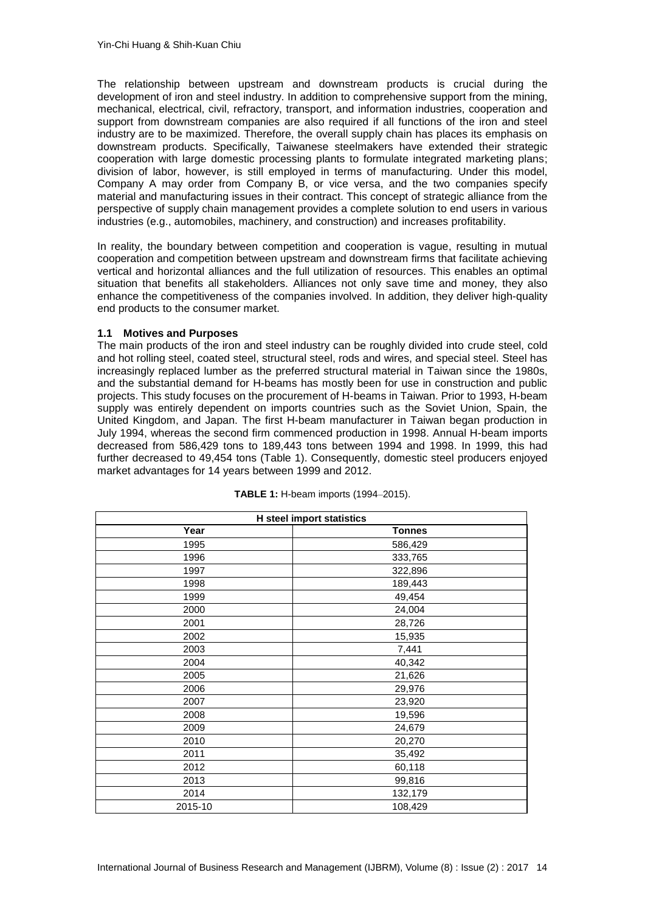The relationship between upstream and downstream products is crucial during the development of iron and steel industry. In addition to comprehensive support from the mining, mechanical, electrical, civil, refractory, transport, and information industries, cooperation and support from downstream companies are also required if all functions of the iron and steel industry are to be maximized. Therefore, the overall supply chain has places its emphasis on downstream products. Specifically, Taiwanese steelmakers have extended their strategic cooperation with large domestic processing plants to formulate integrated marketing plans; division of labor, however, is still employed in terms of manufacturing. Under this model, Company A may order from Company B, or vice versa, and the two companies specify material and manufacturing issues in their contract. This concept of strategic alliance from the perspective of supply chain management provides a complete solution to end users in various industries (e.g., automobiles, machinery, and construction) and increases profitability.

In reality, the boundary between competition and cooperation is vague, resulting in mutual cooperation and competition between upstream and downstream firms that facilitate achieving vertical and horizontal alliances and the full utilization of resources. This enables an optimal situation that benefits all stakeholders. Alliances not only save time and money, they also enhance the competitiveness of the companies involved. In addition, they deliver high-quality end products to the consumer market.

### 1.1 Motives and Purposes

The main products of the iron and steel industry can be roughly divided into crude steel, cold and hot rolling steel, coated steel, structural steel, rods and wires, and special steel. Steel has increasingly replaced lumber as the preferred structural material in Taiwan since the 1980s, and the substantial demand for H-beams has mostly been for use in construction and public projects. This study focuses on the procurement of H-beams in Taiwan. Prior to 1993, H-beam supply was entirely dependent on imports countries such as the Soviet Union, Spain, the United Kingdom, and Japan. The first H-beam manufacturer in Taiwan began production in July 1994, whereas the second firm commenced production in 1998. Annual H-beam imports decreased from 586,429 tons to 189,443 tons between 1994 and 1998. In 1999, this had further decreased to 49,454 tons (Table 1). Consequently, domestic steel producers enjoyed market advantages for 14 years between 1999 and 2012.

**TABLE 1:** H-beam imports (1994–2015).

| H steel import statistics | |
|---|---|
| **Year** | **Tonnes** |
| 1995 | 586,429 |
| 1996 | 333,765 |
| 1997 | 322,896 |
| 1998 | 189,443 |
| 1999 | 49,454 |
| 2000 | 24,004 |
| 2001 | 28,726 |
| 2002 | 15,935 |
| 2003 | 7,441 |
| 2004 | 40,342 |
| 2005 | 21,626 |
| 2006 | 29,976 |
| 2007 | 23,920 |
| 2008 | 19,596 |
| 2009 | 24,679 |
| 2010 | 20,270 |
| 2011 | 35,492 |
| 2012 | 60,118 |
| 2013 | 99,816 |
| 2014 | 132,179 |
| 2015-10 | 108,429 |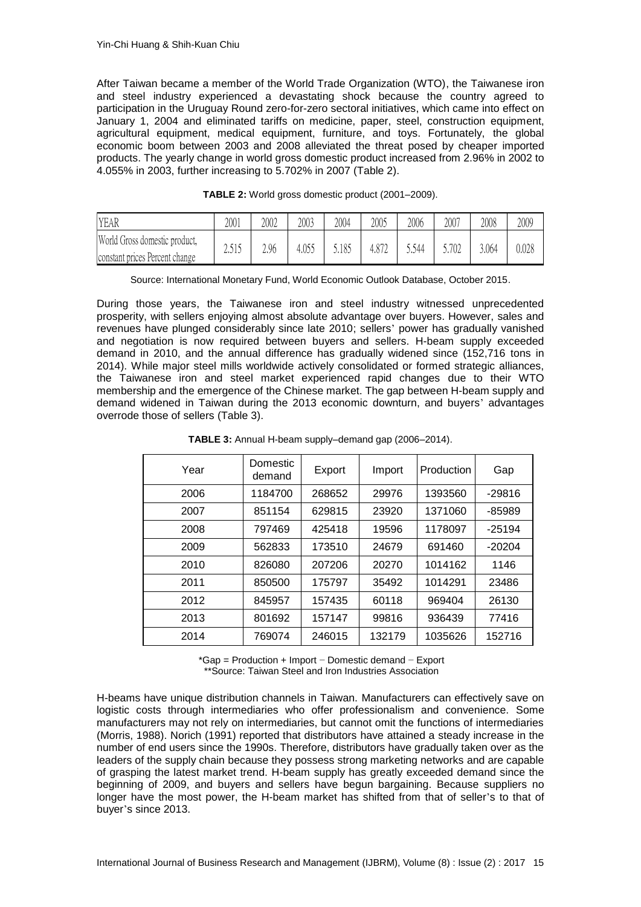After Taiwan became a member of the World Trade Organization (WTO), the Taiwanese iron and steel industry experienced a devastating shock because the country agreed to participation in the Uruguay Round zero-for-zero sectoral initiatives, which came into effect on January 1, 2004 and eliminated tariffs on medicine, paper, steel, construction equipment, agricultural equipment, medical equipment, furniture, and toys. Fortunately, the global economic boom between 2003 and 2008 alleviated the threat posed by cheaper imported products. The yearly change in world gross domestic product increased from 2.96% in 2002 to 4.055% in 2003, further increasing to 5.702% in 2007 (Table 2).

**TABLE 2:** World gross domestic product (2001–2009).

| YEAR | 2001 | 2002 | 2003 | 2004 | 2005 | 2006 | 2007 | 2008 | 2009 |
|---|---|---|---|---|---|---|---|---|---|
| World Gross domestic product, constant prices Percent change | 2.515 | 2.96 | 4.055 | 5.185 | 4.872 | 5.544 | 5.702 | 3.064 | 0.028 |

Source: International Monetary Fund, World Economic Outlook Database, October 2015.

During those years, the Taiwanese iron and steel industry witnessed unprecedented prosperity, with sellers enjoying almost absolute advantage over buyers. However, sales and revenues have plunged considerably since late 2010; sellers' power has gradually vanished and negotiation is now required between buyers and sellers. H-beam supply exceeded demand in 2010, and the annual difference has gradually widened since (152,716 tons in 2014). While major steel mills worldwide actively consolidated or formed strategic alliances, the Taiwanese iron and steel market experienced rapid changes due to their WTO membership and the emergence of the Chinese market. The gap between H-beam supply and demand widened in Taiwan during the 2013 economic downturn, and buyers' advantages overrode those of sellers (Table 3).

**TABLE 3:** Annual H-beam supply–demand gap (2006–2014).

| Year | Domestic demand | Export | Import | Production | Gap |
|---|---|---|---|---|---|
| 2006 | 1184700 | 268652 | 29976 | 1393560 | -29816 |
| 2007 | 851154 | 629815 | 23920 | 1371060 | -85989 |
| 2008 | 797469 | 425418 | 19596 | 1178097 | -25194 |
| 2009 | 562833 | 173510 | 24679 | 691460 | -20204 |
| 2010 | 826080 | 207206 | 20270 | 1014162 | 1146 |
| 2011 | 850500 | 175797 | 35492 | 1014291 | 23486 |
| 2012 | 845957 | 157435 | 60118 | 969404 | 26130 |
| 2013 | 801692 | 157147 | 99816 | 936439 | 77416 |
| 2014 | 769074 | 246015 | 132179 | 1035626 | 152716 |

*Gap = Production + Import − Domestic demand − Export
**Source: Taiwan Steel and Iron Industries Association

H-beams have unique distribution channels in Taiwan. Manufacturers can effectively save on logistic costs through intermediaries who offer professionalism and convenience. Some manufacturers may not rely on intermediaries, but cannot omit the functions of intermediaries (Morris, 1988). Norich (1991) reported that distributors have attained a steady increase in the number of end users since the 1990s. Therefore, distributors have gradually taken over as the leaders of the supply chain because they possess strong marketing networks and are capable of grasping the latest market trend. H-beam supply has greatly exceeded demand since the beginning of 2009, and buyers and sellers have begun bargaining. Because suppliers no longer have the most power, the H-beam market has shifted from that of seller's to that of buyer's since 2013.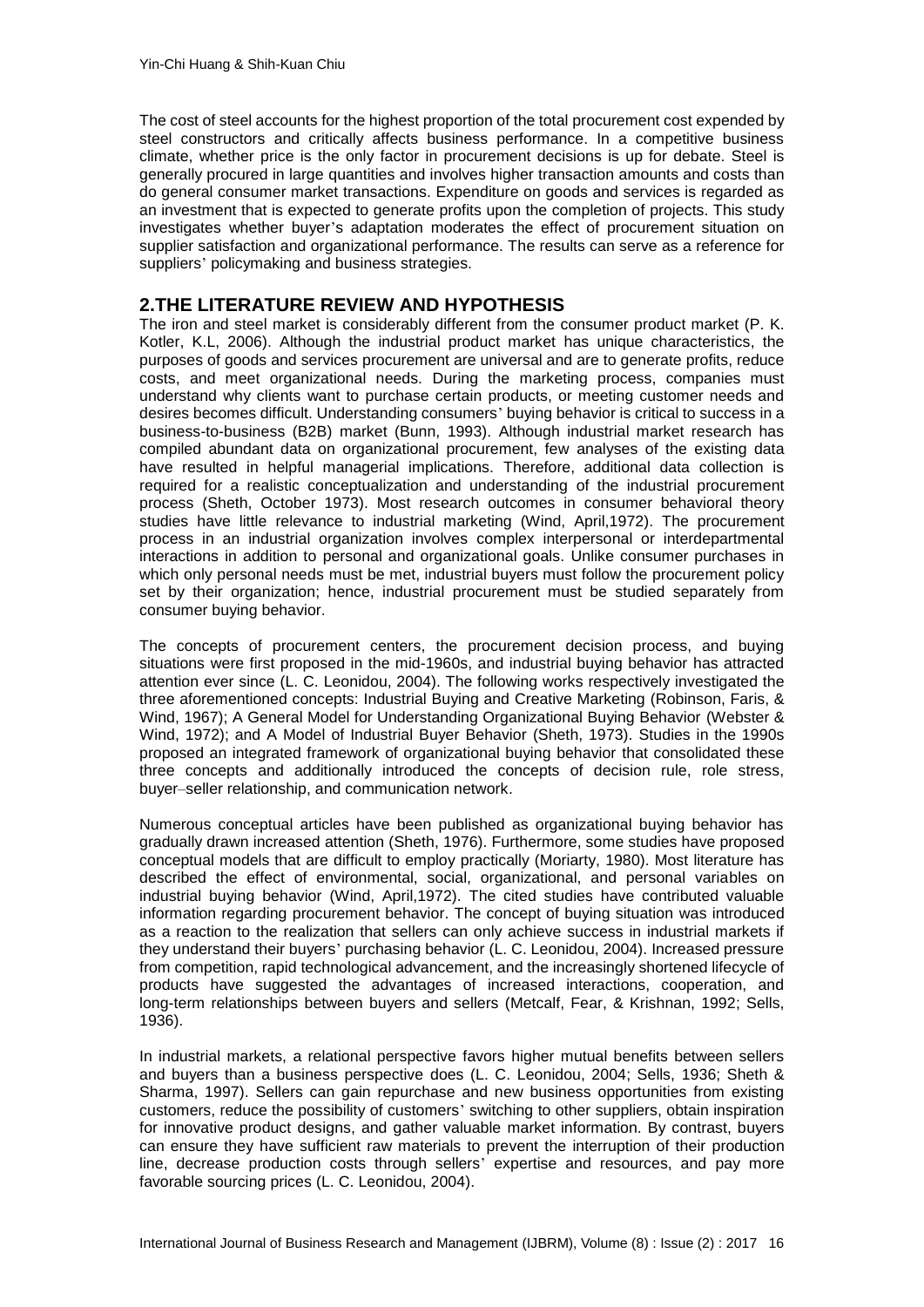The cost of steel accounts for the highest proportion of the total procurement cost expended by steel constructors and critically affects business performance. In a competitive business climate, whether price is the only factor in procurement decisions is up for debate. Steel is generally procured in large quantities and involves higher transaction amounts and costs than do general consumer market transactions. Expenditure on goods and services is regarded as an investment that is expected to generate profits upon the completion of projects. This study investigates whether buyer's adaptation moderates the effect of procurement situation on supplier satisfaction and organizational performance. The results can serve as a reference for suppliers' policymaking and business strategies.

## 2.THE LITERATURE REVIEW AND HYPOTHESIS

The iron and steel market is considerably different from the consumer product market (P. K. Kotler, K.L, 2006). Although the industrial product market has unique characteristics, the purposes of goods and services procurement are universal and are to generate profits, reduce costs, and meet organizational needs. During the marketing process, companies must understand why clients want to purchase certain products, or meeting customer needs and desires becomes difficult. Understanding consumers' buying behavior is critical to success in a business-to-business (B2B) market (Bunn, 1993). Although industrial market research has compiled abundant data on organizational procurement, few analyses of the existing data have resulted in helpful managerial implications. Therefore, additional data collection is required for a realistic conceptualization and understanding of the industrial procurement process (Sheth, October 1973). Most research outcomes in consumer behavioral theory studies have little relevance to industrial marketing (Wind, April,1972). The procurement process in an industrial organization involves complex interpersonal or interdepartmental interactions in addition to personal and organizational goals. Unlike consumer purchases in which only personal needs must be met, industrial buyers must follow the procurement policy set by their organization; hence, industrial procurement must be studied separately from consumer buying behavior.

The concepts of procurement centers, the procurement decision process, and buying situations were first proposed in the mid-1960s, and industrial buying behavior has attracted attention ever since (L. C. Leonidou, 2004). The following works respectively investigated the three aforementioned concepts: Industrial Buying and Creative Marketing (Robinson, Faris, & Wind, 1967); A General Model for Understanding Organizational Buying Behavior (Webster & Wind, 1972); and A Model of Industrial Buyer Behavior (Sheth, 1973). Studies in the 1990s proposed an integrated framework of organizational buying behavior that consolidated these three concepts and additionally introduced the concepts of decision rule, role stress, buyer–seller relationship, and communication network.

Numerous conceptual articles have been published as organizational buying behavior has gradually drawn increased attention (Sheth, 1976). Furthermore, some studies have proposed conceptual models that are difficult to employ practically (Moriarty, 1980). Most literature has described the effect of environmental, social, organizational, and personal variables on industrial buying behavior (Wind, April,1972). The cited studies have contributed valuable information regarding procurement behavior. The concept of buying situation was introduced as a reaction to the realization that sellers can only achieve success in industrial markets if they understand their buyers' purchasing behavior (L. C. Leonidou, 2004). Increased pressure from competition, rapid technological advancement, and the increasingly shortened lifecycle of products have suggested the advantages of increased interactions, cooperation, and long-term relationships between buyers and sellers (Metcalf, Fear, & Krishnan, 1992; Sells, 1936).

In industrial markets, a relational perspective favors higher mutual benefits between sellers and buyers than a business perspective does (L. C. Leonidou, 2004; Sells, 1936; Sheth & Sharma, 1997). Sellers can gain repurchase and new business opportunities from existing customers, reduce the possibility of customers' switching to other suppliers, obtain inspiration for innovative product designs, and gather valuable market information. By contrast, buyers can ensure they have sufficient raw materials to prevent the interruption of their production line, decrease production costs through sellers' expertise and resources, and pay more favorable sourcing prices (L. C. Leonidou, 2004).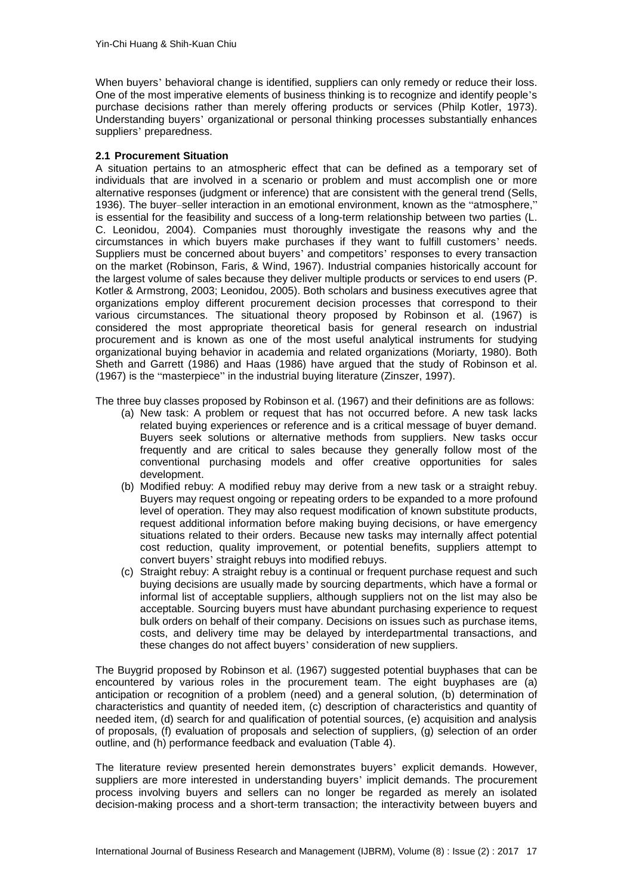When buyers' behavioral change is identified, suppliers can only remedy or reduce their loss. One of the most imperative elements of business thinking is to recognize and identify people's purchase decisions rather than merely offering products or services (Philp Kotler, 1973). Understanding buyers' organizational or personal thinking processes substantially enhances suppliers' preparedness.

### 2.1 Procurement Situation

A situation pertains to an atmospheric effect that can be defined as a temporary set of individuals that are involved in a scenario or problem and must accomplish one or more alternative responses (judgment or inference) that are consistent with the general trend (Sells, 1936). The buyer–seller interaction in an emotional environment, known as the "atmosphere," is essential for the feasibility and success of a long-term relationship between two parties (L. C. Leonidou, 2004). Companies must thoroughly investigate the reasons why and the circumstances in which buyers make purchases if they want to fulfill customers' needs. Suppliers must be concerned about buyers' and competitors' responses to every transaction on the market (Robinson, Faris, & Wind, 1967). Industrial companies historically account for the largest volume of sales because they deliver multiple products or services to end users (P. Kotler & Armstrong, 2003; Leonidou, 2005). Both scholars and business executives agree that organizations employ different procurement decision processes that correspond to their various circumstances. The situational theory proposed by Robinson et al. (1967) is considered the most appropriate theoretical basis for general research on industrial procurement and is known as one of the most useful analytical instruments for studying organizational buying behavior in academia and related organizations (Moriarty, 1980). Both Sheth and Garrett (1986) and Haas (1986) have argued that the study of Robinson et al. (1967) is the "masterpiece" in the industrial buying literature (Zinszer, 1997).

The three buy classes proposed by Robinson et al. (1967) and their definitions are as follows:

(a) New task: A problem or request that has not occurred before. A new task lacks related buying experiences or reference and is a critical message of buyer demand. Buyers seek solutions or alternative methods from suppliers. New tasks occur frequently and are critical to sales because they generally follow most of the conventional purchasing models and offer creative opportunities for sales development.

(b) Modified rebuy: A modified rebuy may derive from a new task or a straight rebuy. Buyers may request ongoing or repeating orders to be expanded to a more profound level of operation. They may also request modification of known substitute products, request additional information before making buying decisions, or have emergency situations related to their orders. Because new tasks may internally affect potential cost reduction, quality improvement, or potential benefits, suppliers attempt to convert buyers' straight rebuys into modified rebuys.

(c) Straight rebuy: A straight rebuy is a continual or frequent purchase request and such buying decisions are usually made by sourcing departments, which have a formal or informal list of acceptable suppliers, although suppliers not on the list may also be acceptable. Sourcing buyers must have abundant purchasing experience to request bulk orders on behalf of their company. Decisions on issues such as purchase items, costs, and delivery time may be delayed by interdepartmental transactions, and these changes do not affect buyers' consideration of new suppliers.

The Buygrid proposed by Robinson et al. (1967) suggested potential buyphases that can be encountered by various roles in the procurement team. The eight buyphases are (a) anticipation or recognition of a problem (need) and a general solution, (b) determination of characteristics and quantity of needed item, (c) description of characteristics and quantity of needed item, (d) search for and qualification of potential sources, (e) acquisition and analysis of proposals, (f) evaluation of proposals and selection of suppliers, (g) selection of an order outline, and (h) performance feedback and evaluation (Table 4).

The literature review presented herein demonstrates buyers' explicit demands. However, suppliers are more interested in understanding buyers' implicit demands. The procurement process involving buyers and sellers can no longer be regarded as merely an isolated decision-making process and a short-term transaction; the interactivity between buyers and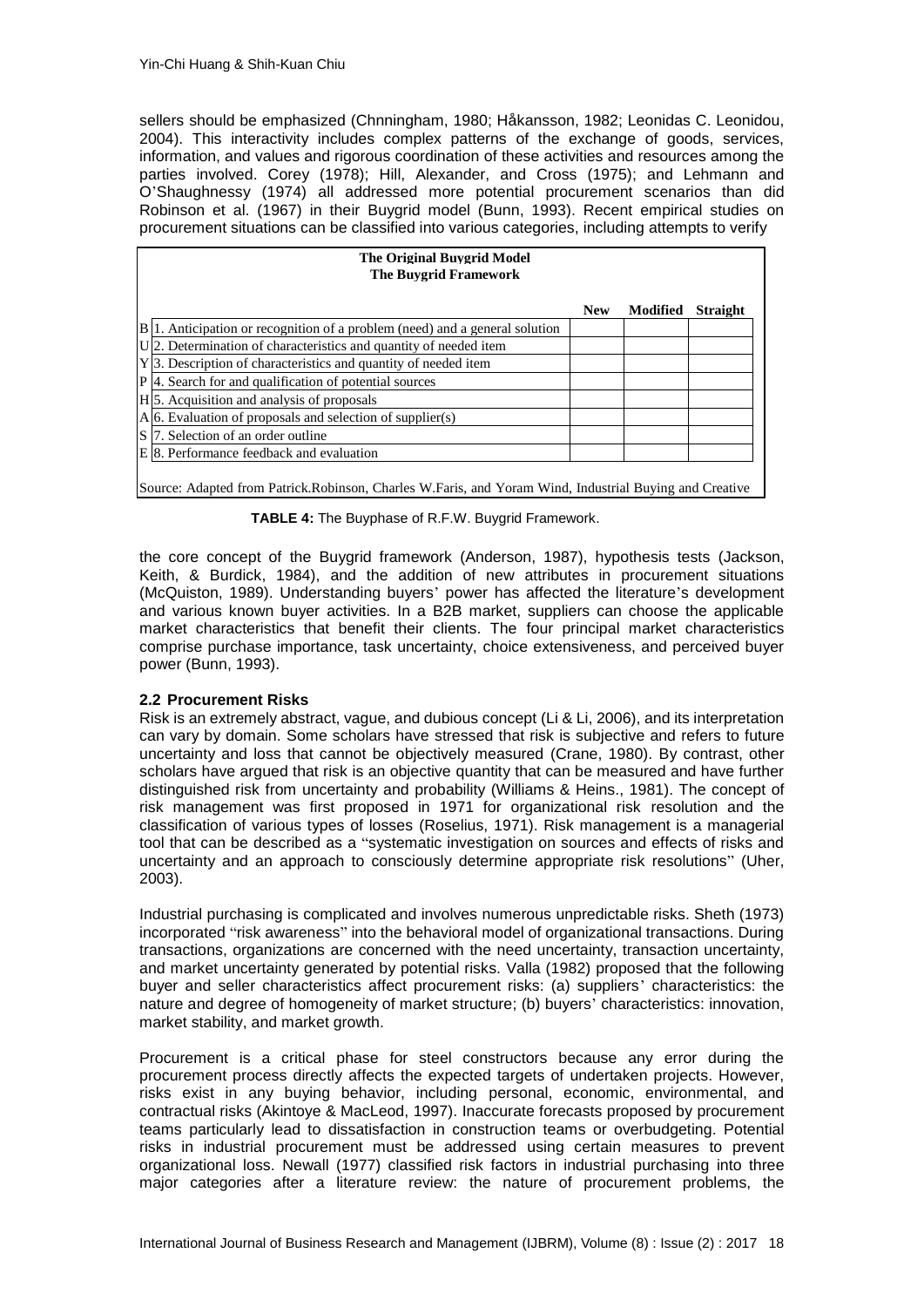sellers should be emphasized (Chnningham, 1980; Håkansson, 1982; Leonidas C. Leonidou, 2004). This interactivity includes complex patterns of the exchange of goods, services, information, and values and rigorous coordination of these activities and resources among the parties involved. Corey (1978); Hill, Alexander, and Cross (1975); and Lehmann and O'Shaughnessy (1974) all addressed more potential procurement scenarios than did Robinson et al. (1967) in their Buygrid model (Bunn, 1993). Recent empirical studies on procurement situations can be classified into various categories, including attempts to verify

**The Original Buygrid Model**
**The Buygrid Framework**

| | | New | Modified | Straight |
|---|---|---|---|---|
| B | 1. Anticipation or recognition of a problem (need) and a general solution | | | |
| U | 2. Determination of characteristics and quantity of needed item | | | |
| Y | 3. Description of characteristics and quantity of needed item | | | |
| P | 4. Search for and qualification of potential sources | | | |
| H | 5. Acquisition and analysis of proposals | | | |
| A | 6. Evaluation of proposals and selection of supplier(s) | | | |
| S | 7. Selection of an order outline | | | |
| E | 8. Performance feedback and evaluation | | | |

Source: Adapted from Patrick.Robinson, Charles W.Faris, and Yoram Wind, Industrial Buying and Creative

**TABLE 4:** The Buyphase of R.F.W. Buygrid Framework.

the core concept of the Buygrid framework (Anderson, 1987), hypothesis tests (Jackson, Keith, & Burdick, 1984), and the addition of new attributes in procurement situations (McQuiston, 1989). Understanding buyers' power has affected the literature's development and various known buyer activities. In a B2B market, suppliers can choose the applicable market characteristics that benefit their clients. The four principal market characteristics comprise purchase importance, task uncertainty, choice extensiveness, and perceived buyer power (Bunn, 1993).

## 2.2 Procurement Risks

Risk is an extremely abstract, vague, and dubious concept (Li & Li, 2006), and its interpretation can vary by domain. Some scholars have stressed that risk is subjective and refers to future uncertainty and loss that cannot be objectively measured (Crane, 1980). By contrast, other scholars have argued that risk is an objective quantity that can be measured and have further distinguished risk from uncertainty and probability (Williams & Heins., 1981). The concept of risk management was first proposed in 1971 for organizational risk resolution and the classification of various types of losses (Roselius, 1971). Risk management is a managerial tool that can be described as a "systematic investigation on sources and effects of risks and uncertainty and an approach to consciously determine appropriate risk resolutions" (Uher, 2003).

Industrial purchasing is complicated and involves numerous unpredictable risks. Sheth (1973) incorporated "risk awareness" into the behavioral model of organizational transactions. During transactions, organizations are concerned with the need uncertainty, transaction uncertainty, and market uncertainty generated by potential risks. Valla (1982) proposed that the following buyer and seller characteristics affect procurement risks: (a) suppliers' characteristics: the nature and degree of homogeneity of market structure; (b) buyers' characteristics: innovation, market stability, and market growth.

Procurement is a critical phase for steel constructors because any error during the procurement process directly affects the expected targets of undertaken projects. However, risks exist in any buying behavior, including personal, economic, environmental, and contractual risks (Akintoye & MacLeod, 1997). Inaccurate forecasts proposed by procurement teams particularly lead to dissatisfaction in construction teams or overbudgeting. Potential risks in industrial procurement must be addressed using certain measures to prevent organizational loss. Newall (1977) classified risk factors in industrial purchasing into three major categories after a literature review: the nature of procurement problems, the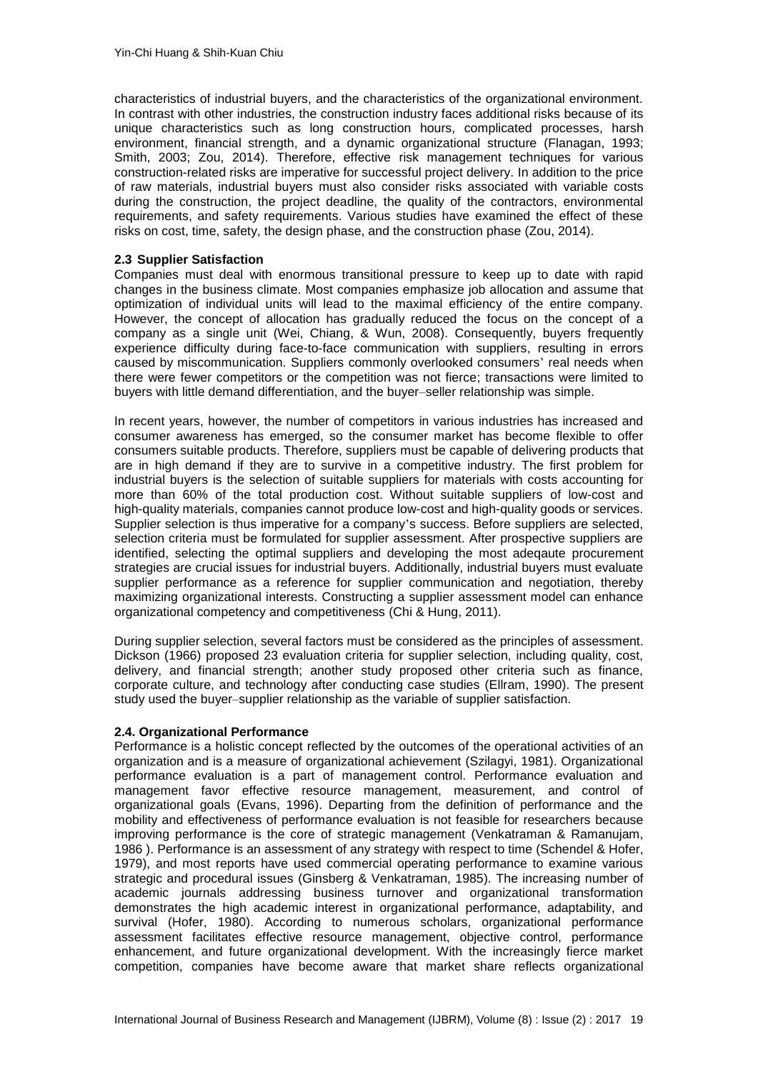characteristics of industrial buyers, and the characteristics of the organizational environment. In contrast with other industries, the construction industry faces additional risks because of its unique characteristics such as long construction hours, complicated processes, harsh environment, financial strength, and a dynamic organizational structure (Flanagan, 1993; Smith, 2003; Zou, 2014). Therefore, effective risk management techniques for various construction-related risks are imperative for successful project delivery. In addition to the price of raw materials, industrial buyers must also consider risks associated with variable costs during the construction, the project deadline, the quality of the contractors, environmental requirements, and safety requirements. Various studies have examined the effect of these risks on cost, time, safety, the design phase, and the construction phase (Zou, 2014).

### 2.3 Supplier Satisfaction

Companies must deal with enormous transitional pressure to keep up to date with rapid changes in the business climate. Most companies emphasize job allocation and assume that optimization of individual units will lead to the maximal efficiency of the entire company. However, the concept of allocation has gradually reduced the focus on the concept of a company as a single unit (Wei, Chiang, & Wun, 2008). Consequently, buyers frequently experience difficulty during face-to-face communication with suppliers, resulting in errors caused by miscommunication. Suppliers commonly overlooked consumers' real needs when there were fewer competitors or the competition was not fierce; transactions were limited to buyers with little demand differentiation, and the buyer–seller relationship was simple.

In recent years, however, the number of competitors in various industries has increased and consumer awareness has emerged, so the consumer market has become flexible to offer consumers suitable products. Therefore, suppliers must be capable of delivering products that are in high demand if they are to survive in a competitive industry. The first problem for industrial buyers is the selection of suitable suppliers for materials with costs accounting for more than 60% of the total production cost. Without suitable suppliers of low-cost and high-quality materials, companies cannot produce low-cost and high-quality goods or services. Supplier selection is thus imperative for a company's success. Before suppliers are selected, selection criteria must be formulated for supplier assessment. After prospective suppliers are identified, selecting the optimal suppliers and developing the most adeqaute procurement strategies are crucial issues for industrial buyers. Additionally, industrial buyers must evaluate supplier performance as a reference for supplier communication and negotiation, thereby maximizing organizational interests. Constructing a supplier assessment model can enhance organizational competency and competitiveness (Chi & Hung, 2011).

During supplier selection, several factors must be considered as the principles of assessment. Dickson (1966) proposed 23 evaluation criteria for supplier selection, including quality, cost, delivery, and financial strength; another study proposed other criteria such as finance, corporate culture, and technology after conducting case studies (Ellram, 1990). The present study used the buyer–supplier relationship as the variable of supplier satisfaction.

### 2.4. Organizational Performance

Performance is a holistic concept reflected by the outcomes of the operational activities of an organization and is a measure of organizational achievement (Szilagyi, 1981). Organizational performance evaluation is a part of management control. Performance evaluation and management favor effective resource management, measurement, and control of organizational goals (Evans, 1996). Departing from the definition of performance and the mobility and effectiveness of performance evaluation is not feasible for researchers because improving performance is the core of strategic management (Venkatraman & Ramanujam, 1986 ). Performance is an assessment of any strategy with respect to time (Schendel & Hofer, 1979), and most reports have used commercial operating performance to examine various strategic and procedural issues (Ginsberg & Venkatraman, 1985). The increasing number of academic journals addressing business turnover and organizational transformation demonstrates the high academic interest in organizational performance, adaptability, and survival (Hofer, 1980). According to numerous scholars, organizational performance assessment facilitates effective resource management, objective control, performance enhancement, and future organizational development. With the increasingly fierce market competition, companies have become aware that market share reflects organizational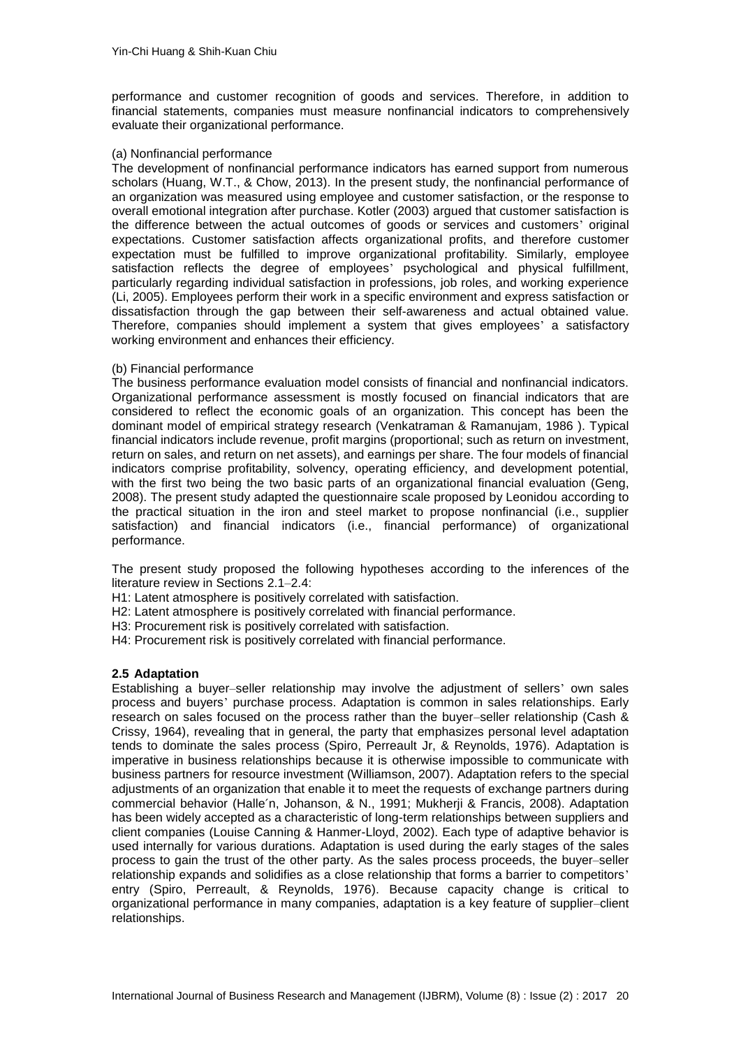performance and customer recognition of goods and services. Therefore, in addition to financial statements, companies must measure nonfinancial indicators to comprehensively evaluate their organizational performance.

(a) Nonfinancial performance

The development of nonfinancial performance indicators has earned support from numerous scholars (Huang, W.T., & Chow, 2013). In the present study, the nonfinancial performance of an organization was measured using employee and customer satisfaction, or the response to overall emotional integration after purchase. Kotler (2003) argued that customer satisfaction is the difference between the actual outcomes of goods or services and customers' original expectations. Customer satisfaction affects organizational profits, and therefore customer expectation must be fulfilled to improve organizational profitability. Similarly, employee satisfaction reflects the degree of employees' psychological and physical fulfillment, particularly regarding individual satisfaction in professions, job roles, and working experience (Li, 2005). Employees perform their work in a specific environment and express satisfaction or dissatisfaction through the gap between their self-awareness and actual obtained value. Therefore, companies should implement a system that gives employees' a satisfactory working environment and enhances their efficiency.

(b) Financial performance

The business performance evaluation model consists of financial and nonfinancial indicators. Organizational performance assessment is mostly focused on financial indicators that are considered to reflect the economic goals of an organization. This concept has been the dominant model of empirical strategy research (Venkatraman & Ramanujam, 1986 ). Typical financial indicators include revenue, profit margins (proportional; such as return on investment, return on sales, and return on net assets), and earnings per share. The four models of financial indicators comprise profitability, solvency, operating efficiency, and development potential, with the first two being the two basic parts of an organizational financial evaluation (Geng, 2008). The present study adapted the questionnaire scale proposed by Leonidou according to the practical situation in the iron and steel market to propose nonfinancial (i.e., supplier satisfaction) and financial indicators (i.e., financial performance) of organizational performance.

The present study proposed the following hypotheses according to the inferences of the literature review in Sections 2.1–2.4:

H1: Latent atmosphere is positively correlated with satisfaction.
H2: Latent atmosphere is positively correlated with financial performance.
H3: Procurement risk is positively correlated with satisfaction.
H4: Procurement risk is positively correlated with financial performance.

### 2.5 Adaptation

Establishing a buyer–seller relationship may involve the adjustment of sellers' own sales process and buyers' purchase process. Adaptation is common in sales relationships. Early research on sales focused on the process rather than the buyer–seller relationship (Cash & Crissy, 1964), revealing that in general, the party that emphasizes personal level adaptation tends to dominate the sales process (Spiro, Perreault Jr, & Reynolds, 1976). Adaptation is imperative in business relationships because it is otherwise impossible to communicate with business partners for resource investment (Williamson, 2007). Adaptation refers to the special adjustments of an organization that enable it to meet the requests of exchange partners during commercial behavior (Halle´n, Johanson, & N., 1991; Mukherji & Francis, 2008). Adaptation has been widely accepted as a characteristic of long-term relationships between suppliers and client companies (Louise Canning & Hanmer-Lloyd, 2002). Each type of adaptive behavior is used internally for various durations. Adaptation is used during the early stages of the sales process to gain the trust of the other party. As the sales process proceeds, the buyer–seller relationship expands and solidifies as a close relationship that forms a barrier to competitors' entry (Spiro, Perreault, & Reynolds, 1976). Because capacity change is critical to organizational performance in many companies, adaptation is a key feature of supplier–client relationships.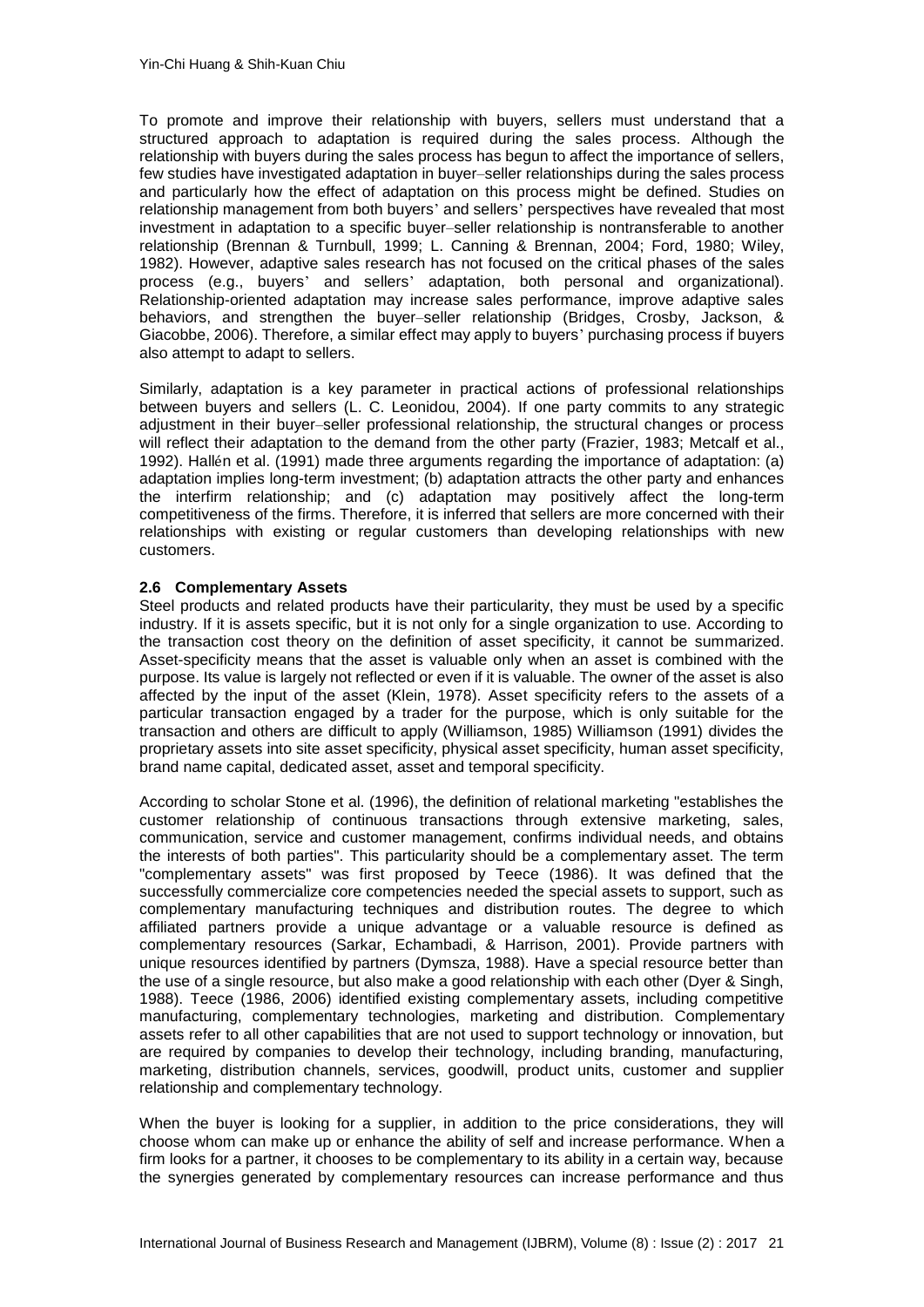To promote and improve their relationship with buyers, sellers must understand that a structured approach to adaptation is required during the sales process. Although the relationship with buyers during the sales process has begun to affect the importance of sellers, few studies have investigated adaptation in buyer–seller relationships during the sales process and particularly how the effect of adaptation on this process might be defined. Studies on relationship management from both buyers' and sellers' perspectives have revealed that most investment in adaptation to a specific buyer–seller relationship is nontransferable to another relationship (Brennan & Turnbull, 1999; L. Canning & Brennan, 2004; Ford, 1980; Wiley, 1982). However, adaptive sales research has not focused on the critical phases of the sales process (e.g., buyers' and sellers' adaptation, both personal and organizational). Relationship-oriented adaptation may increase sales performance, improve adaptive sales behaviors, and strengthen the buyer–seller relationship (Bridges, Crosby, Jackson, & Giacobbe, 2006). Therefore, a similar effect may apply to buyers' purchasing process if buyers also attempt to adapt to sellers.

Similarly, adaptation is a key parameter in practical actions of professional relationships between buyers and sellers (L. C. Leonidou, 2004). If one party commits to any strategic adjustment in their buyer–seller professional relationship, the structural changes or process will reflect their adaptation to the demand from the other party (Frazier, 1983; Metcalf et al., 1992). Hallén et al. (1991) made three arguments regarding the importance of adaptation: (a) adaptation implies long-term investment; (b) adaptation attracts the other party and enhances the interfirm relationship; and (c) adaptation may positively affect the long-term competitiveness of the firms. Therefore, it is inferred that sellers are more concerned with their relationships with existing or regular customers than developing relationships with new customers.

### 2.6 Complementary Assets

Steel products and related products have their particularity, they must be used by a specific industry. If it is assets specific, but it is not only for a single organization to use. According to the transaction cost theory on the definition of asset specificity, it cannot be summarized. Asset-specificity means that the asset is valuable only when an asset is combined with the purpose. Its value is largely not reflected or even if it is valuable. The owner of the asset is also affected by the input of the asset (Klein, 1978). Asset specificity refers to the assets of a particular transaction engaged by a trader for the purpose, which is only suitable for the transaction and others are difficult to apply (Williamson, 1985) Williamson (1991) divides the proprietary assets into site asset specificity, physical asset specificity, human asset specificity, brand name capital, dedicated asset, asset and temporal specificity.

According to scholar Stone et al. (1996), the definition of relational marketing "establishes the customer relationship of continuous transactions through extensive marketing, sales, communication, service and customer management, confirms individual needs, and obtains the interests of both parties". This particularity should be a complementary asset. The term "complementary assets" was first proposed by Teece (1986). It was defined that the successfully commercialize core competencies needed the special assets to support, such as complementary manufacturing techniques and distribution routes. The degree to which affiliated partners provide a unique advantage or a valuable resource is defined as complementary resources (Sarkar, Echambadi, & Harrison, 2001). Provide partners with unique resources identified by partners (Dymsza, 1988). Have a special resource better than the use of a single resource, but also make a good relationship with each other (Dyer & Singh, 1988). Teece (1986, 2006) identified existing complementary assets, including competitive manufacturing, complementary technologies, marketing and distribution. Complementary assets refer to all other capabilities that are not used to support technology or innovation, but are required by companies to develop their technology, including branding, manufacturing, marketing, distribution channels, services, goodwill, product units, customer and supplier relationship and complementary technology.

When the buyer is looking for a supplier, in addition to the price considerations, they will choose whom can make up or enhance the ability of self and increase performance. When a firm looks for a partner, it chooses to be complementary to its ability in a certain way, because the synergies generated by complementary resources can increase performance and thus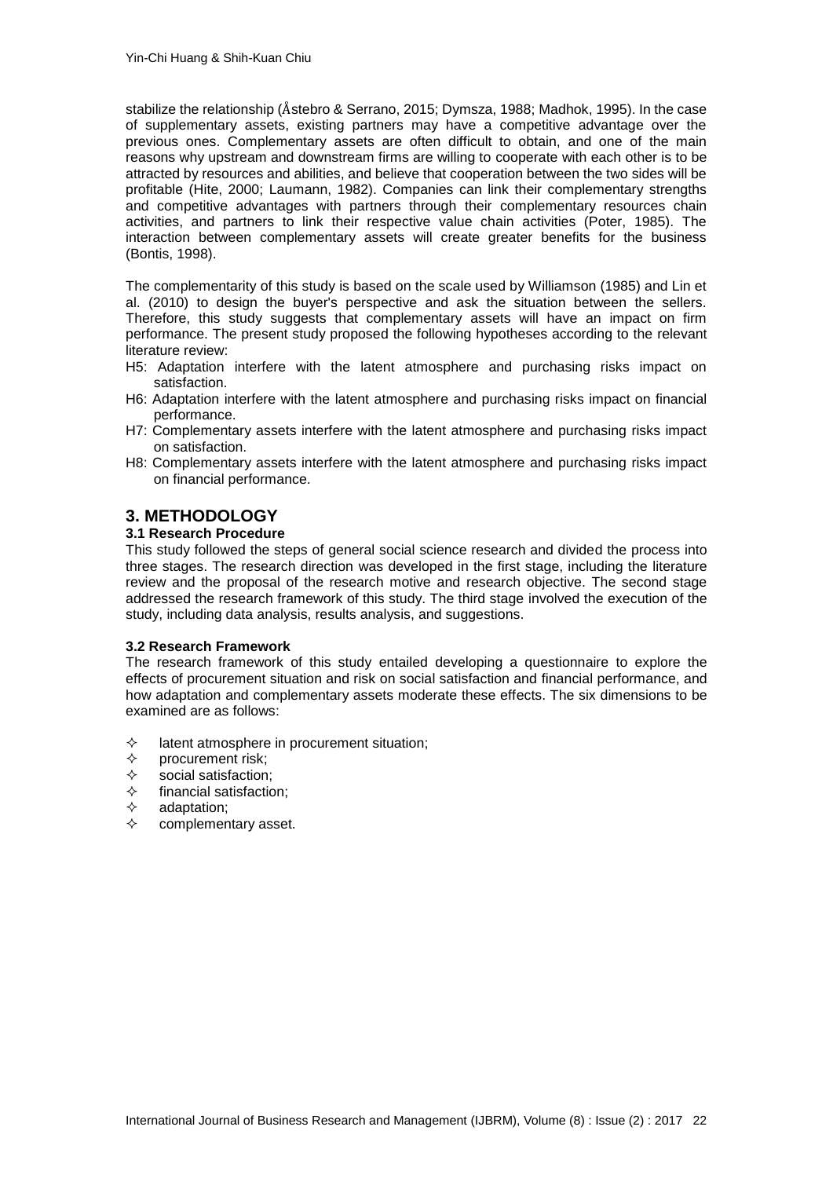stabilize the relationship (Åstebro & Serrano, 2015; Dymsza, 1988; Madhok, 1995). In the case of supplementary assets, existing partners may have a competitive advantage over the previous ones. Complementary assets are often difficult to obtain, and one of the main reasons why upstream and downstream firms are willing to cooperate with each other is to be attracted by resources and abilities, and believe that cooperation between the two sides will be profitable (Hite, 2000; Laumann, 1982). Companies can link their complementary strengths and competitive advantages with partners through their complementary resources chain activities, and partners to link their respective value chain activities (Poter, 1985). The interaction between complementary assets will create greater benefits for the business (Bontis, 1998).

The complementarity of this study is based on the scale used by Williamson (1985) and Lin et al. (2010) to design the buyer's perspective and ask the situation between the sellers. Therefore, this study suggests that complementary assets will have an impact on firm performance. The present study proposed the following hypotheses according to the relevant literature review:

- H5: Adaptation interfere with the latent atmosphere and purchasing risks impact on satisfaction.
- H6: Adaptation interfere with the latent atmosphere and purchasing risks impact on financial performance.
- H7: Complementary assets interfere with the latent atmosphere and purchasing risks impact on satisfaction.
- H8: Complementary assets interfere with the latent atmosphere and purchasing risks impact on financial performance.

## 3. METHODOLOGY

### 3.1 Research Procedure

This study followed the steps of general social science research and divided the process into three stages. The research direction was developed in the first stage, including the literature review and the proposal of the research motive and research objective. The second stage addressed the research framework of this study. The third stage involved the execution of the study, including data analysis, results analysis, and suggestions.

### 3.2 Research Framework

The research framework of this study entailed developing a questionnaire to explore the effects of procurement situation and risk on social satisfaction and financial performance, and how adaptation and complementary assets moderate these effects. The six dimensions to be examined are as follows:

- latent atmosphere in procurement situation;
- procurement risk;
- social satisfaction;
- financial satisfaction;
- adaptation;
- complementary asset.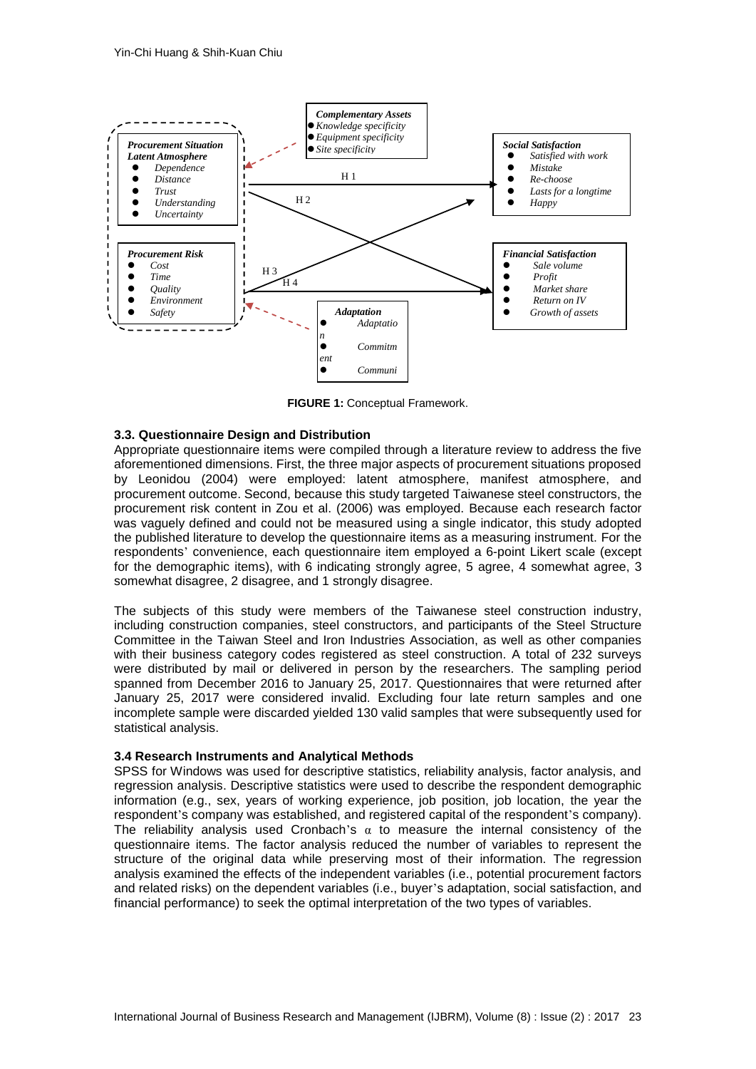**Procurement Situation**
*Latent Atmosphere*
- *Dependence*
- *Distance*
- *Trust*
- *Understanding*
- *Uncertainty*

**Procurement Risk**
- *Cost*
- *Time*
- *Quality*
- *Environment*
- *Safety*

**Complementary Assets**
- *Knowledge specificity*
- *Equipment specificity*
- *Site specificity*

**Adaptation**
- *Adaptation*
- *Commitment*
- *Communi*

**Social Satisfaction**
- *Satisfied with work*
- *Mistake*
- *Re-choose*
- *Lasts for a longtime*
- *Happy*

**Financial Satisfaction**
- *Sale volume*
- *Profit*
- *Market share*
- *Return on IV*
- *Growth of assets*

H 1, H 2, H 3, H 4

**FIGURE 1:** Conceptual Framework.

### 3.3. Questionnaire Design and Distribution

Appropriate questionnaire items were compiled through a literature review to address the five aforementioned dimensions. First, the three major aspects of procurement situations proposed by Leonidou (2004) were employed: latent atmosphere, manifest atmosphere, and procurement outcome. Second, because this study targeted Taiwanese steel constructors, the procurement risk content in Zou et al. (2006) was employed. Because each research factor was vaguely defined and could not be measured using a single indicator, this study adopted the published literature to develop the questionnaire items as a measuring instrument. For the respondents' convenience, each questionnaire item employed a 6-point Likert scale (except for the demographic items), with 6 indicating strongly agree, 5 agree, 4 somewhat agree, 3 somewhat disagree, 2 disagree, and 1 strongly disagree.

The subjects of this study were members of the Taiwanese steel construction industry, including construction companies, steel constructors, and participants of the Steel Structure Committee in the Taiwan Steel and Iron Industries Association, as well as other companies with their business category codes registered as steel construction. A total of 232 surveys were distributed by mail or delivered in person by the researchers. The sampling period spanned from December 2016 to January 25, 2017. Questionnaires that were returned after January 25, 2017 were considered invalid. Excluding four late return samples and one incomplete sample were discarded yielded 130 valid samples that were subsequently used for statistical analysis.

### 3.4 Research Instruments and Analytical Methods

SPSS for Windows was used for descriptive statistics, reliability analysis, factor analysis, and regression analysis. Descriptive statistics were used to describe the respondent demographic information (e.g., sex, years of working experience, job position, job location, the year the respondent's company was established, and registered capital of the respondent's company). The reliability analysis used Cronbach's $\alpha$ to measure the internal consistency of the questionnaire items. The factor analysis reduced the number of variables to represent the structure of the original data while preserving most of their information. The regression analysis examined the effects of the independent variables (i.e., potential procurement factors and related risks) on the dependent variables (i.e., buyer's adaptation, social satisfaction, and financial performance) to seek the optimal interpretation of the two types of variables.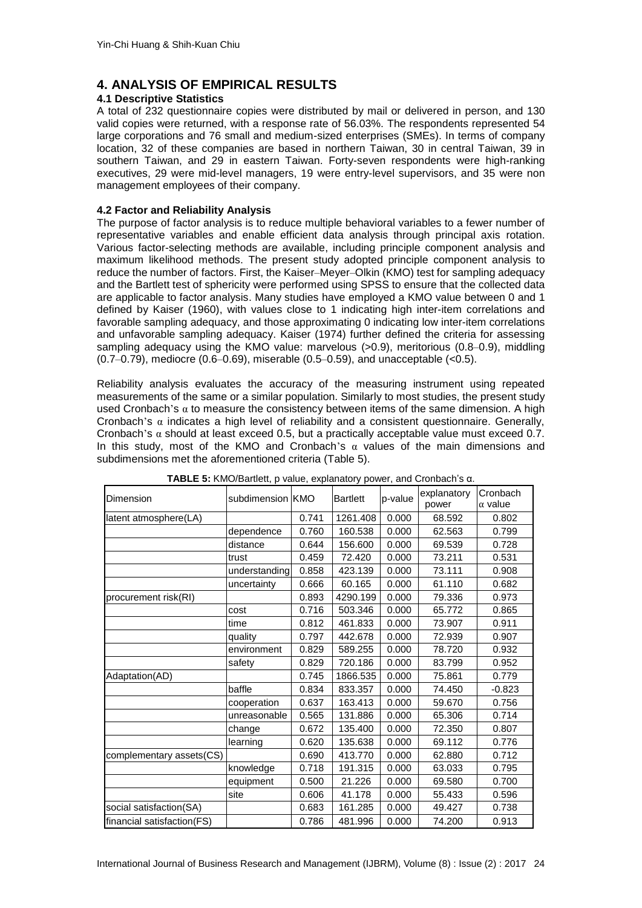## 4. ANALYSIS OF EMPIRICAL RESULTS

### 4.1 Descriptive Statistics

A total of 232 questionnaire copies were distributed by mail or delivered in person, and 130 valid copies were returned, with a response rate of 56.03%. The respondents represented 54 large corporations and 76 small and medium-sized enterprises (SMEs). In terms of company location, 32 of these companies are based in northern Taiwan, 30 in central Taiwan, 39 in southern Taiwan, and 29 in eastern Taiwan. Forty-seven respondents were high-ranking executives, 29 were mid-level managers, 19 were entry-level supervisors, and 35 were non management employees of their company.

### 4.2 Factor and Reliability Analysis

The purpose of factor analysis is to reduce multiple behavioral variables to a fewer number of representative variables and enable efficient data analysis through principal axis rotation. Various factor-selecting methods are available, including principle component analysis and maximum likelihood methods. The present study adopted principle component analysis to reduce the number of factors. First, the Kaiser–Meyer–Olkin (KMO) test for sampling adequacy and the Bartlett test of sphericity were performed using SPSS to ensure that the collected data are applicable to factor analysis. Many studies have employed a KMO value between 0 and 1 defined by Kaiser (1960), with values close to 1 indicating high inter-item correlations and favorable sampling adequacy, and those approximating 0 indicating low inter-item correlations and unfavorable sampling adequacy. Kaiser (1974) further defined the criteria for assessing sampling adequacy using the KMO value: marvelous (>0.9), meritorious (0.8–0.9), middling (0.7–0.79), mediocre (0.6–0.69), miserable (0.5–0.59), and unacceptable (<0.5).

Reliability analysis evaluates the accuracy of the measuring instrument using repeated measurements of the same or a similar population. Similarly to most studies, the present study used Cronbach's α to measure the consistency between items of the same dimension. A high Cronbach's α indicates a high level of reliability and a consistent questionnaire. Generally, Cronbach's α should at least exceed 0.5, but a practically acceptable value must exceed 0.7. In this study, most of the KMO and Cronbach's α values of the main dimensions and subdimensions met the aforementioned criteria (Table 5).

**TABLE 5:** KMO/Bartlett, p value, explanatory power, and Cronbach's α.

| Dimension | subdimension | KMO | Bartlett | p-value | explanatory power | Cronbach α value |
|---|---|---|---|---|---|---|
| latent atmosphere(LA) | | 0.741 | 1261.408 | 0.000 | 68.592 | 0.802 |
| | dependence | 0.760 | 160.538 | 0.000 | 62.563 | 0.799 |
| | distance | 0.644 | 156.600 | 0.000 | 69.539 | 0.728 |
| | trust | 0.459 | 72.420 | 0.000 | 73.211 | 0.531 |
| | understanding | 0.858 | 423.139 | 0.000 | 73.111 | 0.908 |
| | uncertainty | 0.666 | 60.165 | 0.000 | 61.110 | 0.682 |
| procurement risk(RI) | | 0.893 | 4290.199 | 0.000 | 79.336 | 0.973 |
| | cost | 0.716 | 503.346 | 0.000 | 65.772 | 0.865 |
| | time | 0.812 | 461.833 | 0.000 | 73.907 | 0.911 |
| | quality | 0.797 | 442.678 | 0.000 | 72.939 | 0.907 |
| | environment | 0.829 | 589.255 | 0.000 | 78.720 | 0.932 |
| | safety | 0.829 | 720.186 | 0.000 | 83.799 | 0.952 |
| Adaptation(AD) | | 0.745 | 1866.535 | 0.000 | 75.861 | 0.779 |
| | baffle | 0.834 | 833.357 | 0.000 | 74.450 | -0.823 |
| | cooperation | 0.637 | 163.413 | 0.000 | 59.670 | 0.756 |
| | unreasonable | 0.565 | 131.886 | 0.000 | 65.306 | 0.714 |
| | change | 0.672 | 135.400 | 0.000 | 72.350 | 0.807 |
| | learning | 0.620 | 135.638 | 0.000 | 69.112 | 0.776 |
| complementary assets(CS) | | 0.690 | 413.770 | 0.000 | 62.880 | 0.712 |
| | knowledge | 0.718 | 191.315 | 0.000 | 63.033 | 0.795 |
| | equipment | 0.500 | 21.226 | 0.000 | 69.580 | 0.700 |
| | site | 0.606 | 41.178 | 0.000 | 55.433 | 0.596 |
| social satisfaction(SA) | | 0.683 | 161.285 | 0.000 | 49.427 | 0.738 |
| financial satisfaction(FS) | | 0.786 | 481.996 | 0.000 | 74.200 | 0.913 |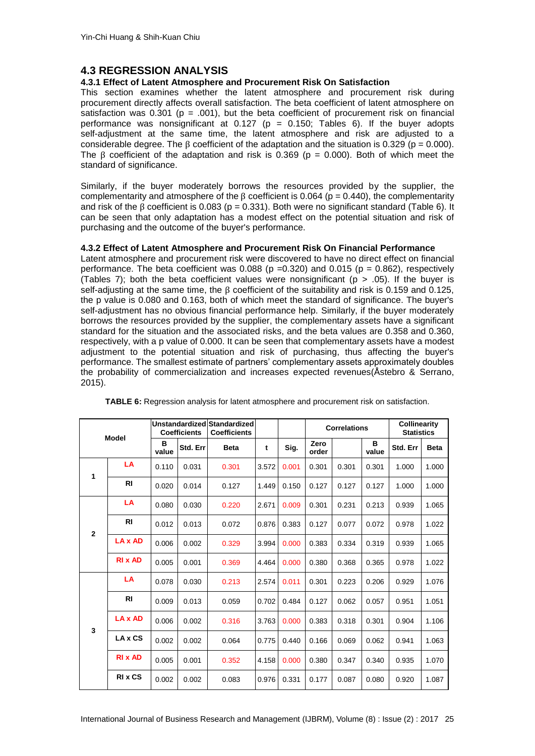## 4.3 REGRESSION ANALYSIS

### 4.3.1 Effect of Latent Atmosphere and Procurement Risk On Satisfaction

This section examines whether the latent atmosphere and procurement risk during procurement directly affects overall satisfaction. The beta coefficient of latent atmosphere on satisfaction was 0.301 (p = .001), but the beta coefficient of procurement risk on financial performance was nonsignificant at 0.127 (p = 0.150; Tables 6). If the buyer adopts self-adjustment at the same time, the latent atmosphere and risk are adjusted to a considerable degree. The β coefficient of the adaptation and the situation is 0.329 (p = 0.000). The β coefficient of the adaptation and risk is 0.369 (p = 0.000). Both of which meet the standard of significance.

Similarly, if the buyer moderately borrows the resources provided by the supplier, the complementarity and atmosphere of the β coefficient is 0.064 (p = 0.440), the complementarity and risk of the β coefficient is 0.083 (p = 0.331). Both were no significant standard (Table 6). It can be seen that only adaptation has a modest effect on the potential situation and risk of purchasing and the outcome of the buyer's performance.

### 4.3.2 Effect of Latent Atmosphere and Procurement Risk On Financial Performance

Latent atmosphere and procurement risk were discovered to have no direct effect on financial performance. The beta coefficient was 0.088 (p =0.320) and 0.015 (p = 0.862), respectively (Tables 7); both the beta coefficient values were nonsignificant (p > .05). If the buyer is self-adjusting at the same time, the β coefficient of the suitability and risk is 0.159 and 0.125, the p value is 0.080 and 0.163, both of which meet the standard of significance. The buyer's self-adjustment has no obvious financial performance help. Similarly, if the buyer moderately borrows the resources provided by the supplier, the complementary assets have a significant standard for the situation and the associated risks, and the beta values are 0.358 and 0.360, respectively, with a p value of 0.000. It can be seen that complementary assets have a modest adjustment to the potential situation and risk of purchasing, thus affecting the buyer's performance. The smallest estimate of partners' complementary assets approximately doubles the probability of commercialization and increases expected revenues(Åstebro & Serrano, 2015).

**TABLE 6:** Regression analysis for latent atmosphere and procurement risk on satisfaction.

| Model | | Unstandardized Coefficients | | Standardized Coefficients | | | Correlations | | | Collinearity Statistics | |
|---|---|---|---|---|---|---|---|---|---|---|---|
| | | B value | Std. Err | Beta | t | Sig. | Zero order | | B value | Std. Err | Beta |
| 1 | LA | 0.110 | 0.031 | 0.301 | 3.572 | 0.001 | 0.301 | 0.301 | 0.301 | 1.000 | 1.000 |
| | RI | 0.020 | 0.014 | 0.127 | 1.449 | 0.150 | 0.127 | 0.127 | 0.127 | 1.000 | 1.000 |
| 2 | LA | 0.080 | 0.030 | 0.220 | 2.671 | 0.009 | 0.301 | 0.231 | 0.213 | 0.939 | 1.065 |
| | RI | 0.012 | 0.013 | 0.072 | 0.876 | 0.383 | 0.127 | 0.077 | 0.072 | 0.978 | 1.022 |
| | LA x AD | 0.006 | 0.002 | 0.329 | 3.994 | 0.000 | 0.383 | 0.334 | 0.319 | 0.939 | 1.065 |
| | RI x AD | 0.005 | 0.001 | 0.369 | 4.464 | 0.000 | 0.380 | 0.368 | 0.365 | 0.978 | 1.022 |
| 3 | LA | 0.078 | 0.030 | 0.213 | 2.574 | 0.011 | 0.301 | 0.223 | 0.206 | 0.929 | 1.076 |
| | RI | 0.009 | 0.013 | 0.059 | 0.702 | 0.484 | 0.127 | 0.062 | 0.057 | 0.951 | 1.051 |
| | LA x AD | 0.006 | 0.002 | 0.316 | 3.763 | 0.000 | 0.383 | 0.318 | 0.301 | 0.904 | 1.106 |
| | LA x CS | 0.002 | 0.002 | 0.064 | 0.775 | 0.440 | 0.166 | 0.069 | 0.062 | 0.941 | 1.063 |
| | RI x AD | 0.005 | 0.001 | 0.352 | 4.158 | 0.000 | 0.380 | 0.347 | 0.340 | 0.935 | 1.070 |
| | RI x CS | 0.002 | 0.002 | 0.083 | 0.976 | 0.331 | 0.177 | 0.087 | 0.080 | 0.920 | 1.087 |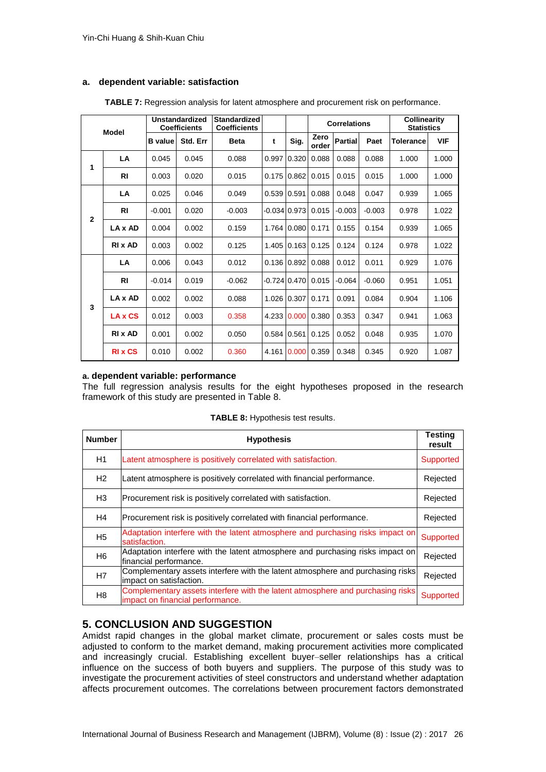**a. dependent variable: satisfaction**

**TABLE 7:** Regression analysis for latent atmosphere and procurement risk on performance.

| Model | | Unstandardized Coefficients | | Standardized Coefficients | | | Correlations | | | Collinearity Statistics | |
|---|---|---|---|---|---|---|---|---|---|---|---|
| | | B value | Std. Err | Beta | t | Sig. | Zero order | Partial | Paet | Tolerance | VIF |
| 1 | LA | 0.045 | 0.045 | 0.088 | 0.997 | 0.320 | 0.088 | 0.088 | 0.088 | 1.000 | 1.000 |
| | RI | 0.003 | 0.020 | 0.015 | 0.175 | 0.862 | 0.015 | 0.015 | 0.015 | 1.000 | 1.000 |
| 2 | LA | 0.025 | 0.046 | 0.049 | 0.539 | 0.591 | 0.088 | 0.048 | 0.047 | 0.939 | 1.065 |
| | RI | -0.001 | 0.020 | -0.003 | -0.034 | 0.973 | 0.015 | -0.003 | -0.003 | 0.978 | 1.022 |
| | LA x AD | 0.004 | 0.002 | 0.159 | 1.764 | 0.080 | 0.171 | 0.155 | 0.154 | 0.939 | 1.065 |
| | RI x AD | 0.003 | 0.002 | 0.125 | 1.405 | 0.163 | 0.125 | 0.124 | 0.124 | 0.978 | 1.022 |
| 3 | LA | 0.006 | 0.043 | 0.012 | 0.136 | 0.892 | 0.088 | 0.012 | 0.011 | 0.929 | 1.076 |
| | RI | -0.014 | 0.019 | -0.062 | -0.724 | 0.470 | 0.015 | -0.064 | -0.060 | 0.951 | 1.051 |
| | LA x AD | 0.002 | 0.002 | 0.088 | 1.026 | 0.307 | 0.171 | 0.091 | 0.084 | 0.904 | 1.106 |
| | LA x CS | 0.012 | 0.003 | 0.358 | 4.233 | 0.000 | 0.380 | 0.353 | 0.347 | 0.941 | 1.063 |
| | RI x AD | 0.001 | 0.002 | 0.050 | 0.584 | 0.561 | 0.125 | 0.052 | 0.048 | 0.935 | 1.070 |
| | RI x CS | 0.010 | 0.002 | 0.360 | 4.161 | 0.000 | 0.359 | 0.348 | 0.345 | 0.920 | 1.087 |

**a. dependent variable: performance**

The full regression analysis results for the eight hypotheses proposed in the research framework of this study are presented in Table 8.

**TABLE 8:** Hypothesis test results.

| Number | Hypothesis | Testing result |
|---|---|---|
| H1 | Latent atmosphere is positively correlated with satisfaction. | Supported |
| H2 | Latent atmosphere is positively correlated with financial performance. | Rejected |
| H3 | Procurement risk is positively correlated with satisfaction. | Rejected |
| H4 | Procurement risk is positively correlated with financial performance. | Rejected |
| H5 | Adaptation interfere with the latent atmosphere and purchasing risks impact on satisfaction. | Supported |
| H6 | Adaptation interfere with the latent atmosphere and purchasing risks impact on financial performance. | Rejected |
| H7 | Complementary assets interfere with the latent atmosphere and purchasing risks impact on satisfaction. | Rejected |
| H8 | Complementary assets interfere with the latent atmosphere and purchasing risks impact on financial performance. | Supported |

## 5. CONCLUSION AND SUGGESTION

Amidst rapid changes in the global market climate, procurement or sales costs must be adjusted to conform to the market demand, making procurement activities more complicated and increasingly crucial. Establishing excellent buyer–seller relationships has a critical influence on the success of both buyers and suppliers. The purpose of this study was to investigate the procurement activities of steel constructors and understand whether adaptation affects procurement outcomes. The correlations between procurement factors demonstrated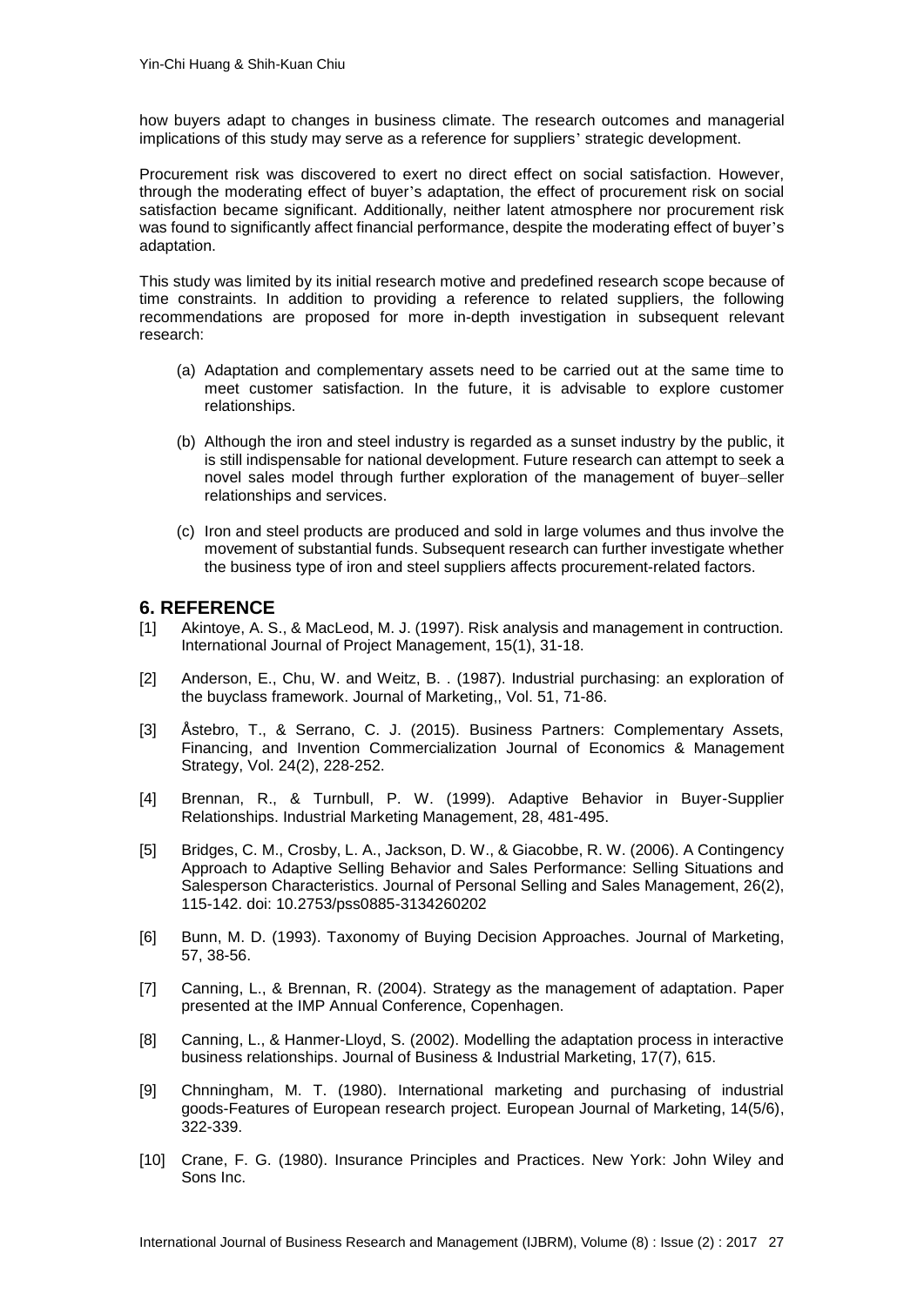how buyers adapt to changes in business climate. The research outcomes and managerial implications of this study may serve as a reference for suppliers' strategic development.

Procurement risk was discovered to exert no direct effect on social satisfaction. However, through the moderating effect of buyer's adaptation, the effect of procurement risk on social satisfaction became significant. Additionally, neither latent atmosphere nor procurement risk was found to significantly affect financial performance, despite the moderating effect of buyer's adaptation.

This study was limited by its initial research motive and predefined research scope because of time constraints. In addition to providing a reference to related suppliers, the following recommendations are proposed for more in-depth investigation in subsequent relevant research:

(a) Adaptation and complementary assets need to be carried out at the same time to meet customer satisfaction. In the future, it is advisable to explore customer relationships.

(b) Although the iron and steel industry is regarded as a sunset industry by the public, it is still indispensable for national development. Future research can attempt to seek a novel sales model through further exploration of the management of buyer–seller relationships and services.

(c) Iron and steel products are produced and sold in large volumes and thus involve the movement of substantial funds. Subsequent research can further investigate whether the business type of iron and steel suppliers affects procurement-related factors.

## 6. REFERENCE

[1] Akintoye, A. S., & MacLeod, M. J. (1997). Risk analysis and management in contruction. International Journal of Project Management, 15(1), 31-18.

[2] Anderson, E., Chu, W. and Weitz, B. . (1987). Industrial purchasing: an exploration of the buyclass framework. Journal of Marketing,, Vol. 51, 71-86.

[3] Åstebro, T., & Serrano, C. J. (2015). Business Partners: Complementary Assets, Financing, and Invention Commercialization Journal of Economics & Management Strategy, Vol. 24(2), 228-252.

[4] Brennan, R., & Turnbull, P. W. (1999). Adaptive Behavior in Buyer-Supplier Relationships. Industrial Marketing Management, 28, 481-495.

[5] Bridges, C. M., Crosby, L. A., Jackson, D. W., & Giacobbe, R. W. (2006). A Contingency Approach to Adaptive Selling Behavior and Sales Performance: Selling Situations and Salesperson Characteristics. Journal of Personal Selling and Sales Management, 26(2), 115-142. doi: 10.2753/pss0885-3134260202

[6] Bunn, M. D. (1993). Taxonomy of Buying Decision Approaches. Journal of Marketing, 57, 38-56.

[7] Canning, L., & Brennan, R. (2004). Strategy as the management of adaptation. Paper presented at the IMP Annual Conference, Copenhagen.

[8] Canning, L., & Hanmer-Lloyd, S. (2002). Modelling the adaptation process in interactive business relationships. Journal of Business & Industrial Marketing, 17(7), 615.

[9] Chnningham, M. T. (1980). International marketing and purchasing of industrial goods-Features of European research project. European Journal of Marketing, 14(5/6), 322-339.

[10] Crane, F. G. (1980). Insurance Principles and Practices. New York: John Wiley and Sons Inc.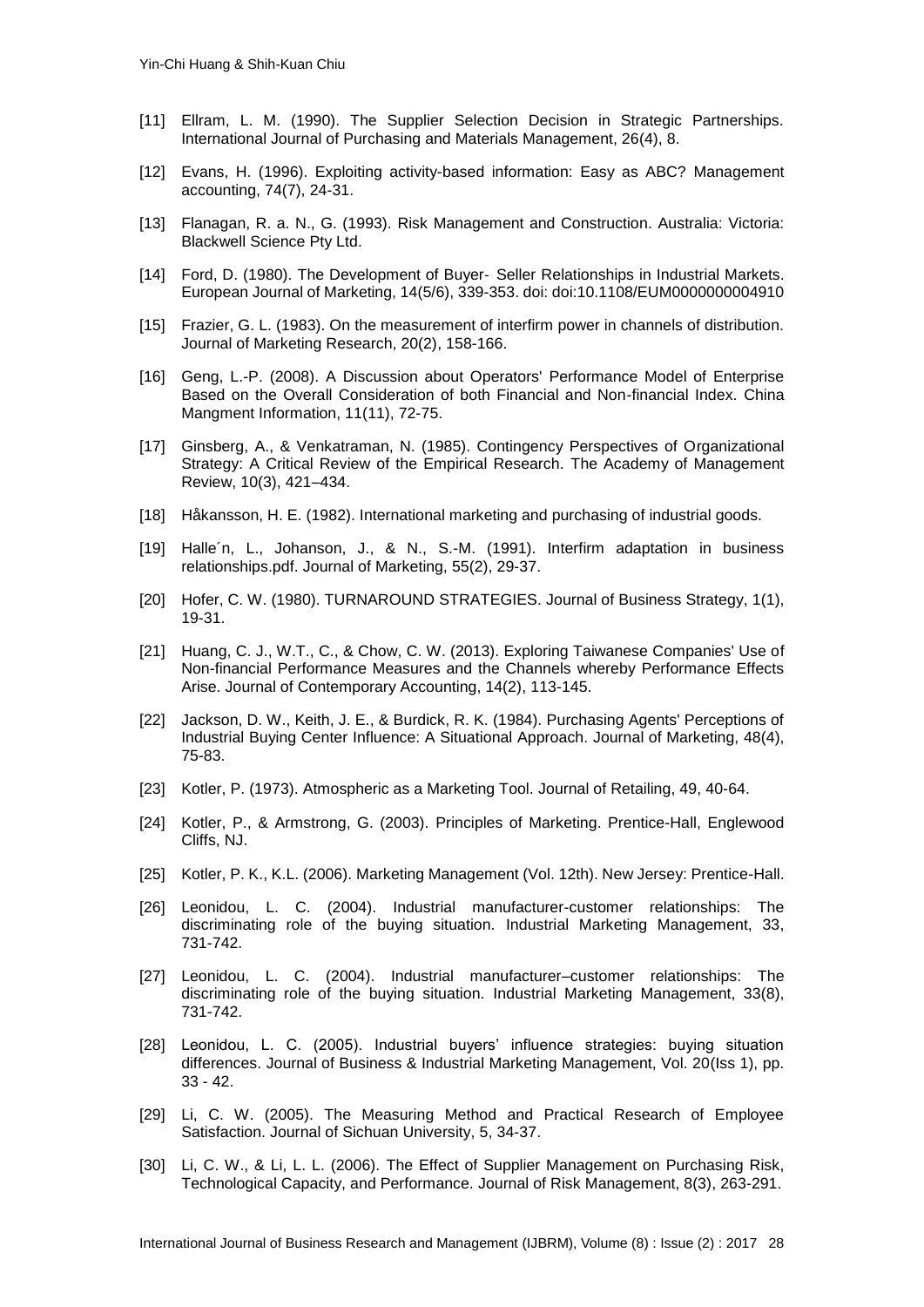[11] Ellram, L. M. (1990). The Supplier Selection Decision in Strategic Partnerships. International Journal of Purchasing and Materials Management, 26(4), 8.

[12] Evans, H. (1996). Exploiting activity-based information: Easy as ABC? Management accounting, 74(7), 24-31.

[13] Flanagan, R. a. N., G. (1993). Risk Management and Construction. Australia: Victoria: Blackwell Science Pty Ltd.

[14] Ford, D. (1980). The Development of Buyer- Seller Relationships in Industrial Markets. European Journal of Marketing, 14(5/6), 339-353. doi: doi:10.1108/EUM0000000004910

[15] Frazier, G. L. (1983). On the measurement of interfirm power in channels of distribution. Journal of Marketing Research, 20(2), 158-166.

[16] Geng, L.-P. (2008). A Discussion about Operators' Performance Model of Enterprise Based on the Overall Consideration of both Financial and Non-financial Index. China Mangment Information, 11(11), 72-75.

[17] Ginsberg, A., & Venkatraman, N. (1985). Contingency Perspectives of Organizational Strategy: A Critical Review of the Empirical Research. The Academy of Management Review, 10(3), 421–434.

[18] Håkansson, H. E. (1982). International marketing and purchasing of industrial goods.

[19] Halle´n, L., Johanson, J., & N., S.-M. (1991). Interfirm adaptation in business relationships.pdf. Journal of Marketing, 55(2), 29-37.

[20] Hofer, C. W. (1980). TURNAROUND STRATEGIES. Journal of Business Strategy, 1(1), 19-31.

[21] Huang, C. J., W.T., C., & Chow, C. W. (2013). Exploring Taiwanese Companies' Use of Non-financial Performance Measures and the Channels whereby Performance Effects Arise. Journal of Contemporary Accounting, 14(2), 113-145.

[22] Jackson, D. W., Keith, J. E., & Burdick, R. K. (1984). Purchasing Agents' Perceptions of Industrial Buying Center Influence: A Situational Approach. Journal of Marketing, 48(4), 75-83.

[23] Kotler, P. (1973). Atmospheric as a Marketing Tool. Journal of Retailing, 49, 40-64.

[24] Kotler, P., & Armstrong, G. (2003). Principles of Marketing. Prentice-Hall, Englewood Cliffs, NJ.

[25] Kotler, P. K., K.L. (2006). Marketing Management (Vol. 12th). New Jersey: Prentice-Hall.

[26] Leonidou, L. C. (2004). Industrial manufacturer-customer relationships: The discriminating role of the buying situation. Industrial Marketing Management, 33, 731-742.

[27] Leonidou, L. C. (2004). Industrial manufacturer–customer relationships: The discriminating role of the buying situation. Industrial Marketing Management, 33(8), 731-742.

[28] Leonidou, L. C. (2005). Industrial buyers' influence strategies: buying situation differences. Journal of Business & Industrial Marketing Management, Vol. 20(Iss 1), pp. 33 - 42.

[29] Li, C. W. (2005). The Measuring Method and Practical Research of Employee Satisfaction. Journal of Sichuan University, 5, 34-37.

[30] Li, C. W., & Li, L. L. (2006). The Effect of Supplier Management on Purchasing Risk, Technological Capacity, and Performance. Journal of Risk Management, 8(3), 263-291.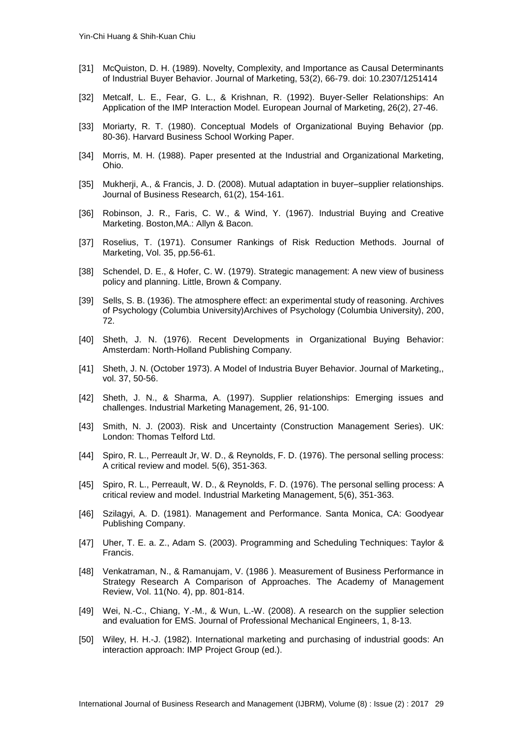[31] McQuiston, D. H. (1989). Novelty, Complexity, and Importance as Causal Determinants of Industrial Buyer Behavior. Journal of Marketing, 53(2), 66-79. doi: 10.2307/1251414

[32] Metcalf, L. E., Fear, G. L., & Krishnan, R. (1992). Buyer-Seller Relationships: An Application of the IMP Interaction Model. European Journal of Marketing, 26(2), 27-46.

[33] Moriarty, R. T. (1980). Conceptual Models of Organizational Buying Behavior (pp. 80-36). Harvard Business School Working Paper.

[34] Morris, M. H. (1988). Paper presented at the Industrial and Organizational Marketing, Ohio.

[35] Mukherji, A., & Francis, J. D. (2008). Mutual adaptation in buyer–supplier relationships. Journal of Business Research, 61(2), 154-161.

[36] Robinson, J. R., Faris, C. W., & Wind, Y. (1967). Industrial Buying and Creative Marketing. Boston,MA.: Allyn & Bacon.

[37] Roselius, T. (1971). Consumer Rankings of Risk Reduction Methods. Journal of Marketing, Vol. 35, pp.56-61.

[38] Schendel, D. E., & Hofer, C. W. (1979). Strategic management: A new view of business policy and planning. Little, Brown & Company.

[39] Sells, S. B. (1936). The atmosphere effect: an experimental study of reasoning. Archives of Psychology (Columbia University)Archives of Psychology (Columbia University), 200, 72.

[40] Sheth, J. N. (1976). Recent Developments in Organizational Buying Behavior: Amsterdam: North-Holland Publishing Company.

[41] Sheth, J. N. (October 1973). A Model of Industria Buyer Behavior. Journal of Marketing,, vol. 37, 50-56.

[42] Sheth, J. N., & Sharma, A. (1997). Supplier relationships: Emerging issues and challenges. Industrial Marketing Management, 26, 91-100.

[43] Smith, N. J. (2003). Risk and Uncertainty (Construction Management Series). UK: London: Thomas Telford Ltd.

[44] Spiro, R. L., Perreault Jr, W. D., & Reynolds, F. D. (1976). The personal selling process: A critical review and model. 5(6), 351-363.

[45] Spiro, R. L., Perreault, W. D., & Reynolds, F. D. (1976). The personal selling process: A critical review and model. Industrial Marketing Management, 5(6), 351-363.

[46] Szilagyi, A. D. (1981). Management and Performance. Santa Monica, CA: Goodyear Publishing Company.

[47] Uher, T. E. a. Z., Adam S. (2003). Programming and Scheduling Techniques: Taylor & Francis.

[48] Venkatraman, N., & Ramanujam, V. (1986 ). Measurement of Business Performance in Strategy Research A Comparison of Approaches. The Academy of Management Review, Vol. 11(No. 4), pp. 801-814.

[49] Wei, N.-C., Chiang, Y.-M., & Wun, L.-W. (2008). A research on the supplier selection and evaluation for EMS. Journal of Professional Mechanical Engineers, 1, 8-13.

[50] Wiley, H. H.-J. (1982). International marketing and purchasing of industrial goods: An interaction approach: IMP Project Group (ed.).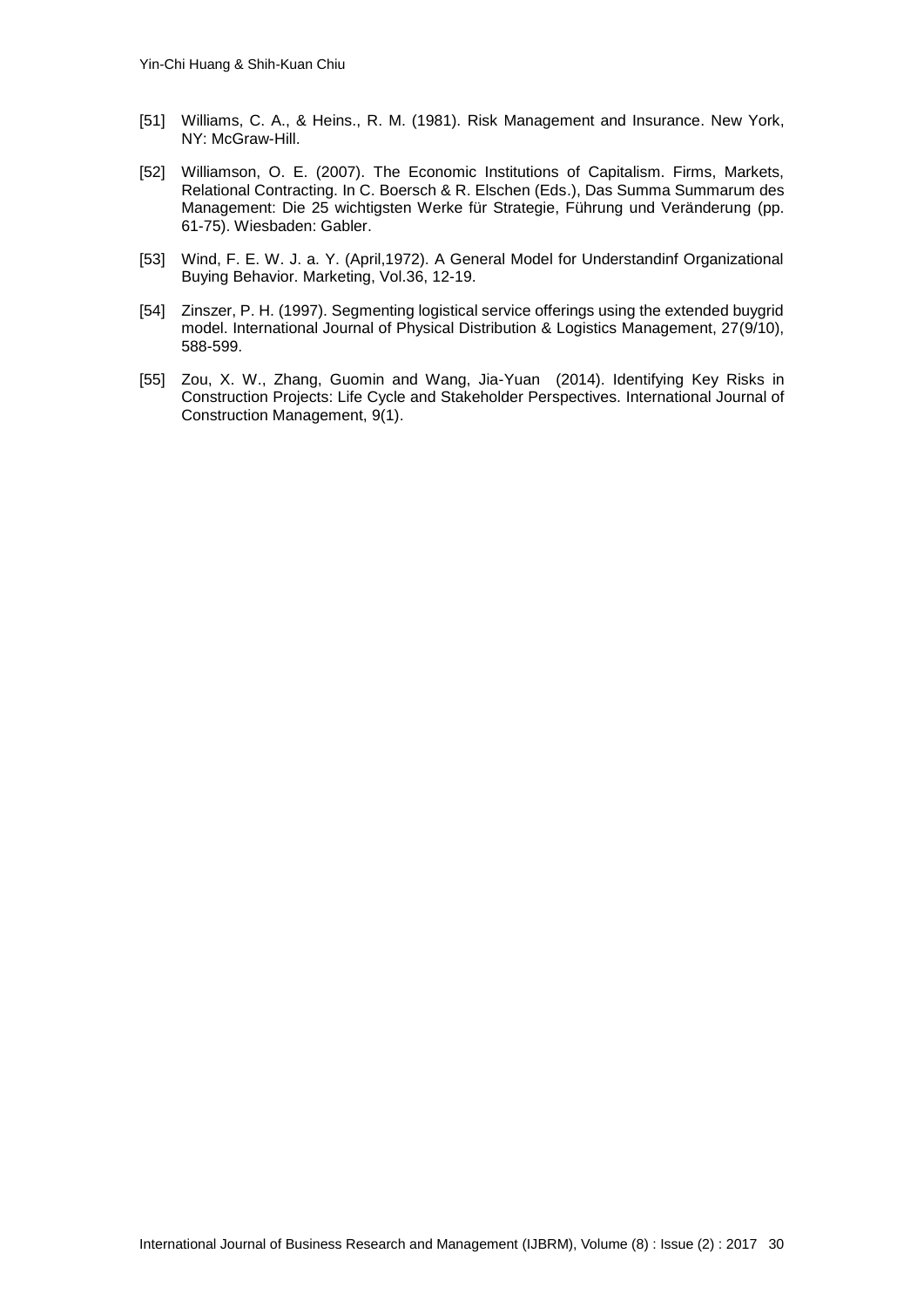[51] Williams, C. A., & Heins., R. M. (1981). Risk Management and Insurance. New York, NY: McGraw-Hill.

[52] Williamson, O. E. (2007). The Economic Institutions of Capitalism. Firms, Markets, Relational Contracting. In C. Boersch & R. Elschen (Eds.), Das Summa Summarum des Management: Die 25 wichtigsten Werke für Strategie, Führung und Veränderung (pp. 61-75). Wiesbaden: Gabler.

[53] Wind, F. E. W. J. a. Y. (April,1972). A General Model for Understandinf Organizational Buying Behavior. Marketing, Vol.36, 12-19.

[54] Zinszer, P. H. (1997). Segmenting logistical service offerings using the extended buygrid model. International Journal of Physical Distribution & Logistics Management, 27(9/10), 588-599.

[55] Zou, X. W., Zhang, Guomin and Wang, Jia-Yuan (2014). Identifying Key Risks in Construction Projects: Life Cycle and Stakeholder Perspectives. International Journal of Construction Management, 9(1).